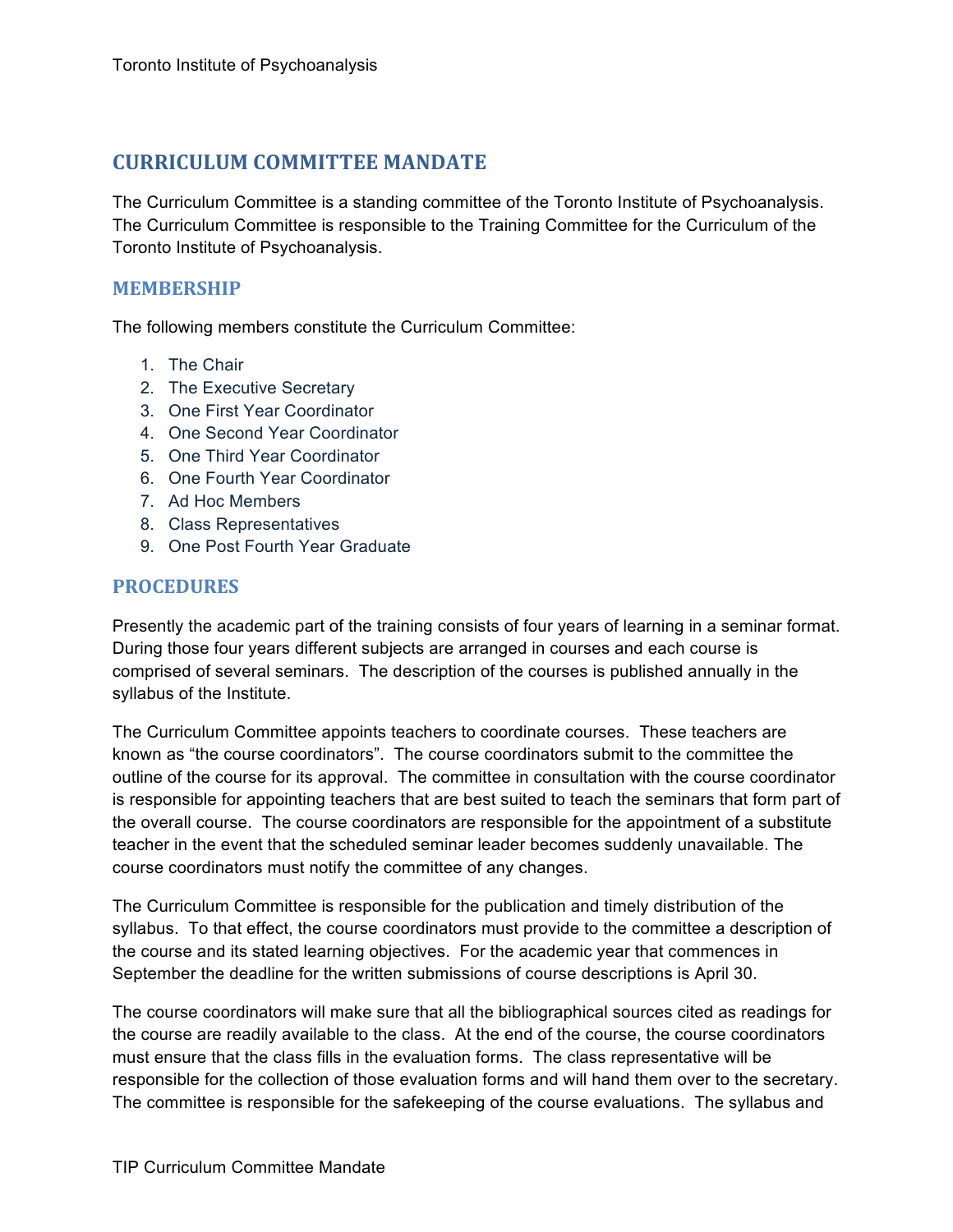# CURRICULUM COMMITTEE MANDATE

The Curriculum Committee is a standing committee of the Toronto Institute of Psychoanalysis. The Curriculum Committee is responsible to the Training Committee for the Curriculum of the Toronto Institute of Psychoanalysis.

## MEMBERSHIP

The following members constitute the Curriculum Committee:

1. The Chair
2. The Executive Secretary
3. One First Year Coordinator
4. One Second Year Coordinator
5. One Third Year Coordinator
6. One Fourth Year Coordinator
7. Ad Hoc Members
8. Class Representatives
9. One Post Fourth Year Graduate

## PROCEDURES

Presently the academic part of the training consists of four years of learning in a seminar format. During those four years different subjects are arranged in courses and each course is comprised of several seminars. The description of the courses is published annually in the syllabus of the Institute.

The Curriculum Committee appoints teachers to coordinate courses. These teachers are known as "the course coordinators". The course coordinators submit to the committee the outline of the course for its approval. The committee in consultation with the course coordinator is responsible for appointing teachers that are best suited to teach the seminars that form part of the overall course. The course coordinators are responsible for the appointment of a substitute teacher in the event that the scheduled seminar leader becomes suddenly unavailable. The course coordinators must notify the committee of any changes.

The Curriculum Committee is responsible for the publication and timely distribution of the syllabus. To that effect, the course coordinators must provide to the committee a description of the course and its stated learning objectives. For the academic year that commences in September the deadline for the written submissions of course descriptions is April 30.

The course coordinators will make sure that all the bibliographical sources cited as readings for the course are readily available to the class. At the end of the course, the course coordinators must ensure that the class fills in the evaluation forms. The class representative will be responsible for the collection of those evaluation forms and will hand them over to the secretary. The committee is responsible for the safekeeping of the course evaluations. The syllabus and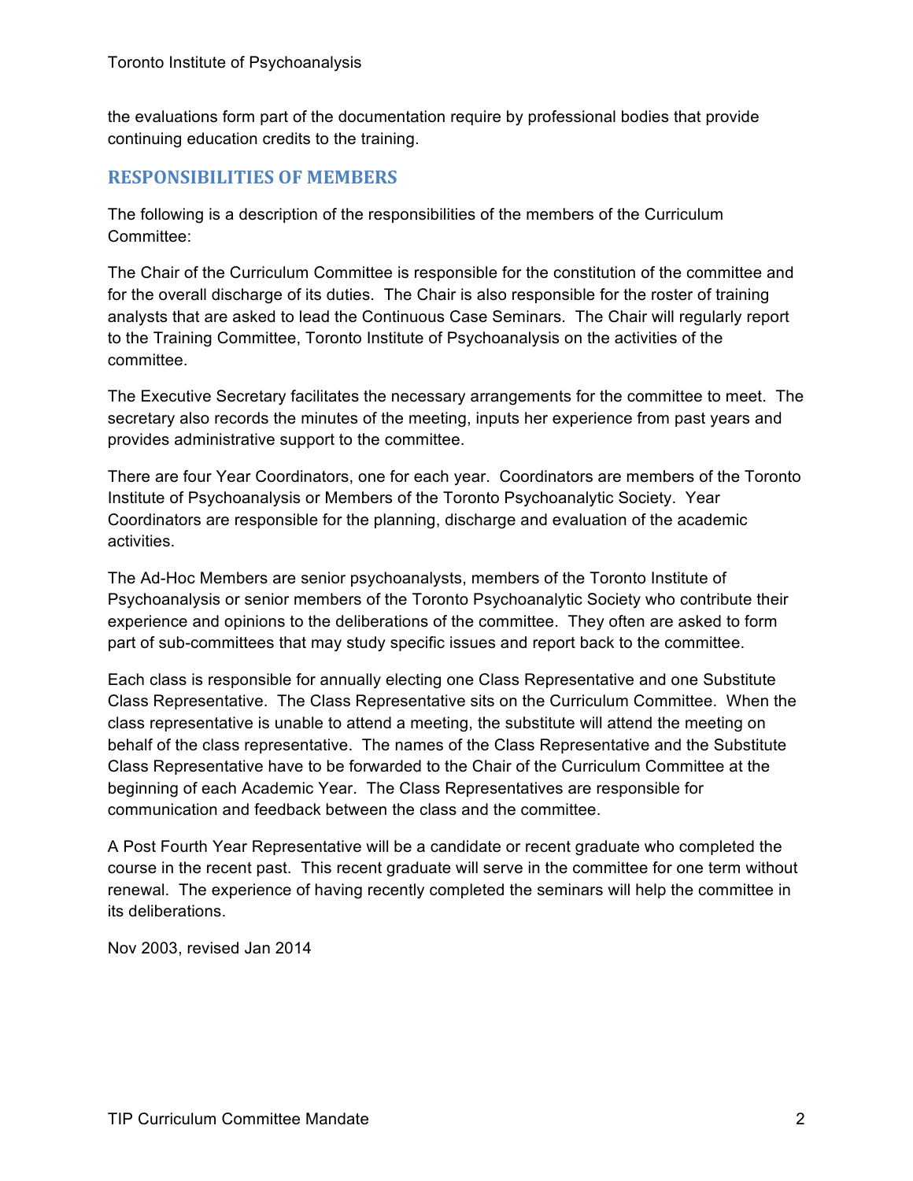the evaluations form part of the documentation require by professional bodies that provide continuing education credits to the training.

## RESPONSIBILITIES OF MEMBERS

The following is a description of the responsibilities of the members of the Curriculum Committee:

The Chair of the Curriculum Committee is responsible for the constitution of the committee and for the overall discharge of its duties. The Chair is also responsible for the roster of training analysts that are asked to lead the Continuous Case Seminars. The Chair will regularly report to the Training Committee, Toronto Institute of Psychoanalysis on the activities of the committee.

The Executive Secretary facilitates the necessary arrangements for the committee to meet. The secretary also records the minutes of the meeting, inputs her experience from past years and provides administrative support to the committee.

There are four Year Coordinators, one for each year. Coordinators are members of the Toronto Institute of Psychoanalysis or Members of the Toronto Psychoanalytic Society. Year Coordinators are responsible for the planning, discharge and evaluation of the academic activities.

The Ad-Hoc Members are senior psychoanalysts, members of the Toronto Institute of Psychoanalysis or senior members of the Toronto Psychoanalytic Society who contribute their experience and opinions to the deliberations of the committee. They often are asked to form part of sub-committees that may study specific issues and report back to the committee.

Each class is responsible for annually electing one Class Representative and one Substitute Class Representative. The Class Representative sits on the Curriculum Committee. When the class representative is unable to attend a meeting, the substitute will attend the meeting on behalf of the class representative. The names of the Class Representative and the Substitute Class Representative have to be forwarded to the Chair of the Curriculum Committee at the beginning of each Academic Year. The Class Representatives are responsible for communication and feedback between the class and the committee.

A Post Fourth Year Representative will be a candidate or recent graduate who completed the course in the recent past. This recent graduate will serve in the committee for one term without renewal. The experience of having recently completed the seminars will help the committee in its deliberations.

Nov 2003, revised Jan 2014